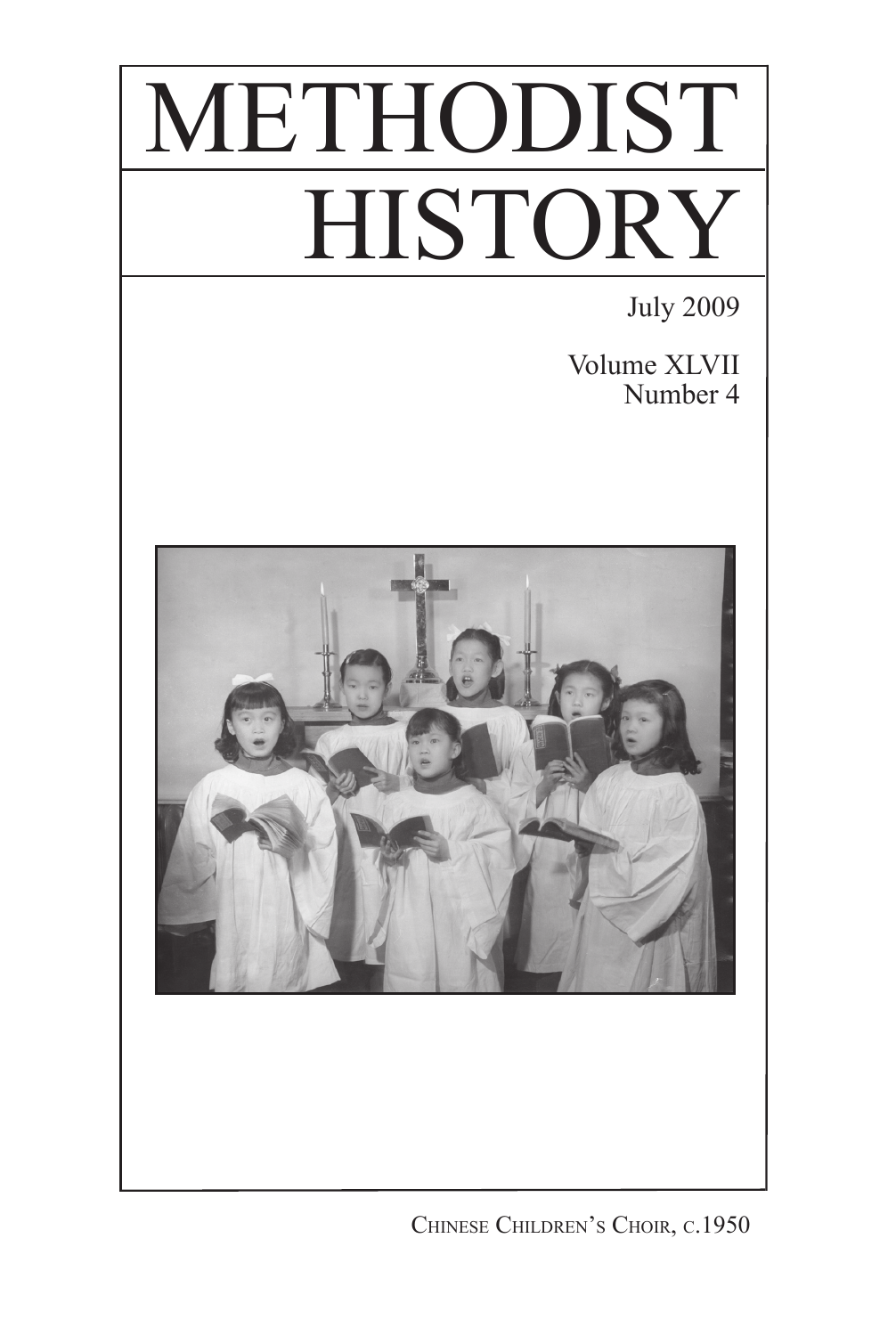# METHODIST HISTORY

July 2009

Volume XLVII
Number 4

Chinese Children's Choir, c.1950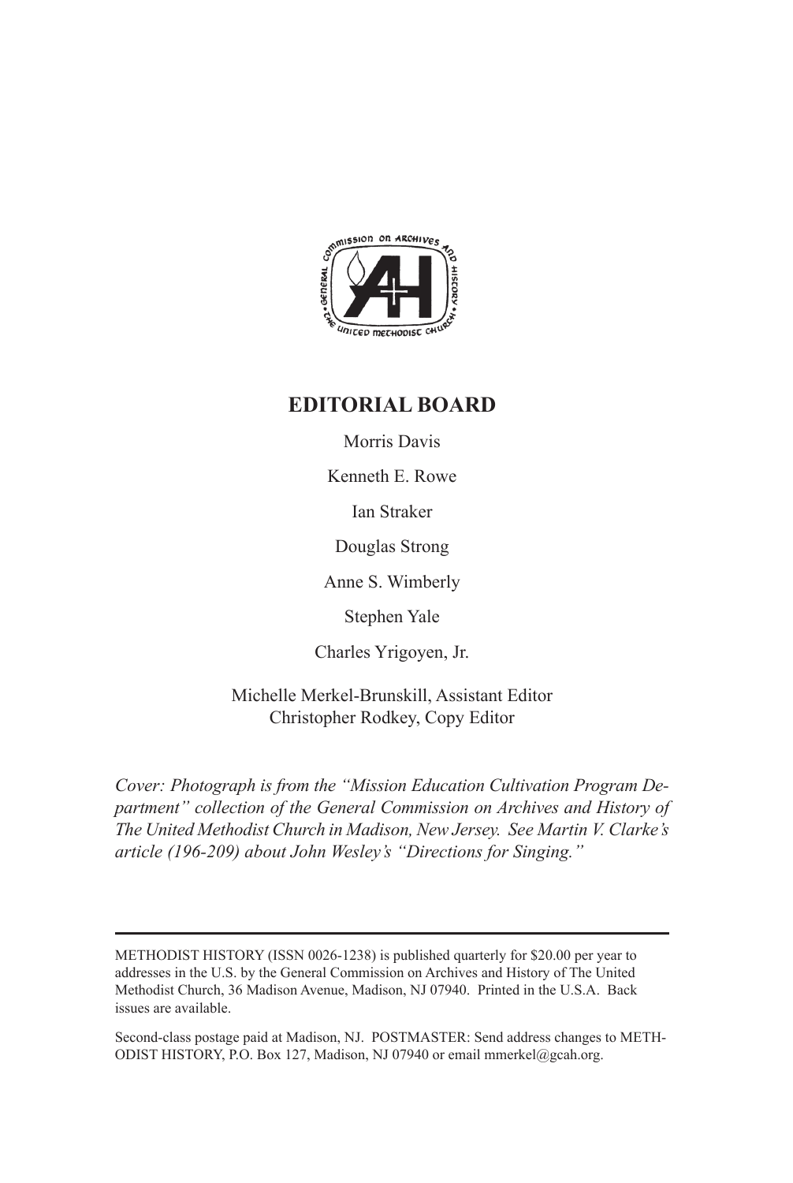## EDITORIAL BOARD

Morris Davis

Kenneth E. Rowe

Ian Straker

Douglas Strong

Anne S. Wimberly

Stephen Yale

Charles Yrigoyen, Jr.

Michelle Merkel-Brunskill, Assistant Editor
Christopher Rodkey, Copy Editor

*Cover: Photograph is from the "Mission Education Cultivation Program Department" collection of the General Commission on Archives and History of The United Methodist Church in Madison, New Jersey. See Martin V. Clarke's article (196-209) about John Wesley's "Directions for Singing."*

---

METHODIST HISTORY (ISSN 0026-1238) is published quarterly for $20.00 per year to addresses in the U.S. by the General Commission on Archives and History of The United Methodist Church, 36 Madison Avenue, Madison, NJ 07940. Printed in the U.S.A. Back issues are available.

Second-class postage paid at Madison, NJ. POSTMASTER: Send address changes to METHODIST HISTORY, P.O. Box 127, Madison, NJ 07940 or email mmerkel@gcah.org.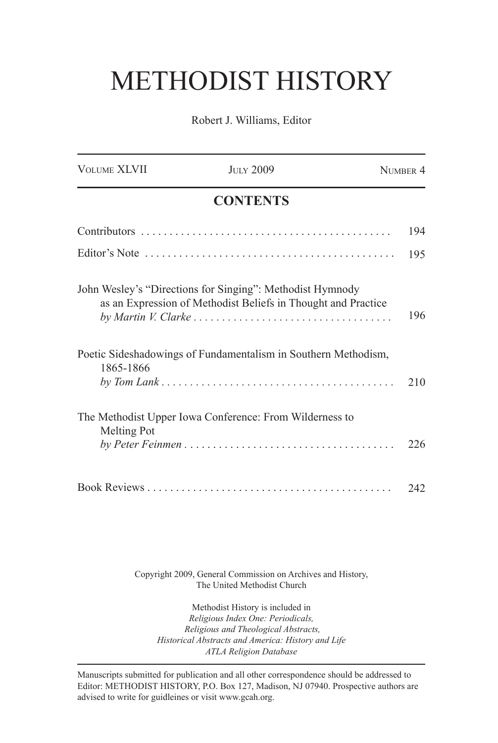# METHODIST HISTORY

Robert J. Williams, Editor

| VOLUME XLVII | JULY 2009 | NUMBER 4 |
|---|---|---|

## CONTENTS

Contributors . . . . . . . . . . . . . . . . . . . . . . . . . . . . . . . . . . . . . . . . . . . 194

Editor's Note . . . . . . . . . . . . . . . . . . . . . . . . . . . . . . . . . . . . . . . . . . . 195

John Wesley's "Directions for Singing": Methodist Hymnody as an Expression of Methodist Beliefs in Thought and Practice
*by Martin V. Clarke* . . . . . . . . . . . . . . . . . . . . . . . . . . . . . . . . . . . 196

Poetic Sideshadowings of Fundamentalism in Southern Methodism, 1865-1866
*by Tom Lank* . . . . . . . . . . . . . . . . . . . . . . . . . . . . . . . . . . . . . . . . . 210

The Methodist Upper Iowa Conference: From Wilderness to Melting Pot
*by Peter Feinmen* . . . . . . . . . . . . . . . . . . . . . . . . . . . . . . . . . . . . . 226

Book Reviews . . . . . . . . . . . . . . . . . . . . . . . . . . . . . . . . . . . . . . . . . . 242

Copyright 2009, General Commission on Archives and History, The United Methodist Church

Methodist History is included in
*Religious Index One: Periodicals,*
*Religious and Theological Abstracts,*
*Historical Abstracts and America: History and Life*
*ATLA Religion Database*

Manuscripts submitted for publication and all other correspondence should be addressed to Editor: METHODIST HISTORY, P.O. Box 127, Madison, NJ 07940. Prospective authors are advised to write for guidleines or visit www.gcah.org.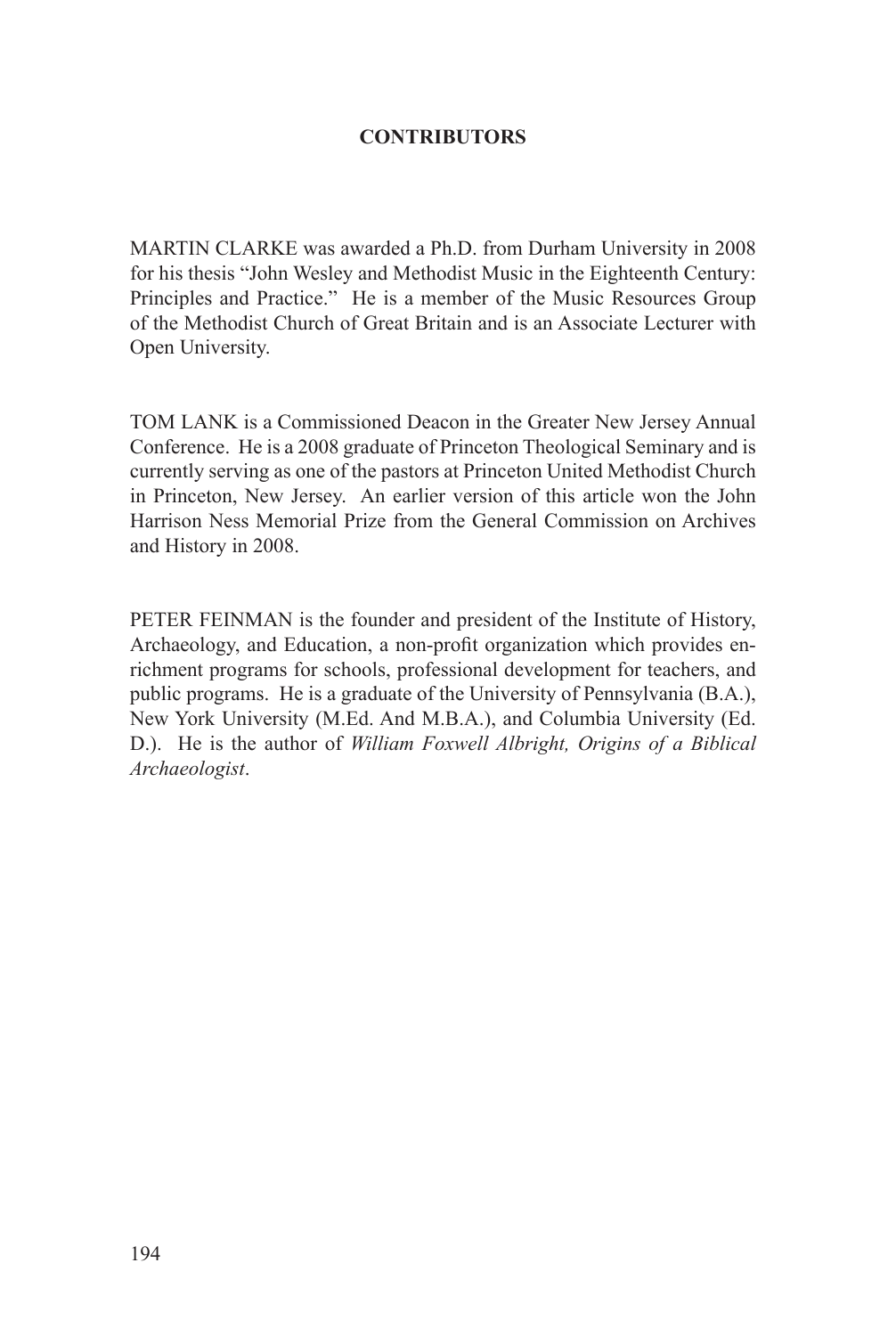## CONTRIBUTORS

MARTIN CLARKE was awarded a Ph.D. from Durham University in 2008 for his thesis "John Wesley and Methodist Music in the Eighteenth Century: Principles and Practice." He is a member of the Music Resources Group of the Methodist Church of Great Britain and is an Associate Lecturer with Open University.

TOM LANK is a Commissioned Deacon in the Greater New Jersey Annual Conference. He is a 2008 graduate of Princeton Theological Seminary and is currently serving as one of the pastors at Princeton United Methodist Church in Princeton, New Jersey. An earlier version of this article won the John Harrison Ness Memorial Prize from the General Commission on Archives and History in 2008.

PETER FEINMAN is the founder and president of the Institute of History, Archaeology, and Education, a non-profit organization which provides enrichment programs for schools, professional development for teachers, and public programs. He is a graduate of the University of Pennsylvania (B.A.), New York University (M.Ed. And M.B.A.), and Columbia University (Ed. D.). He is the author of *William Foxwell Albright, Origins of a Biblical Archaeologist*.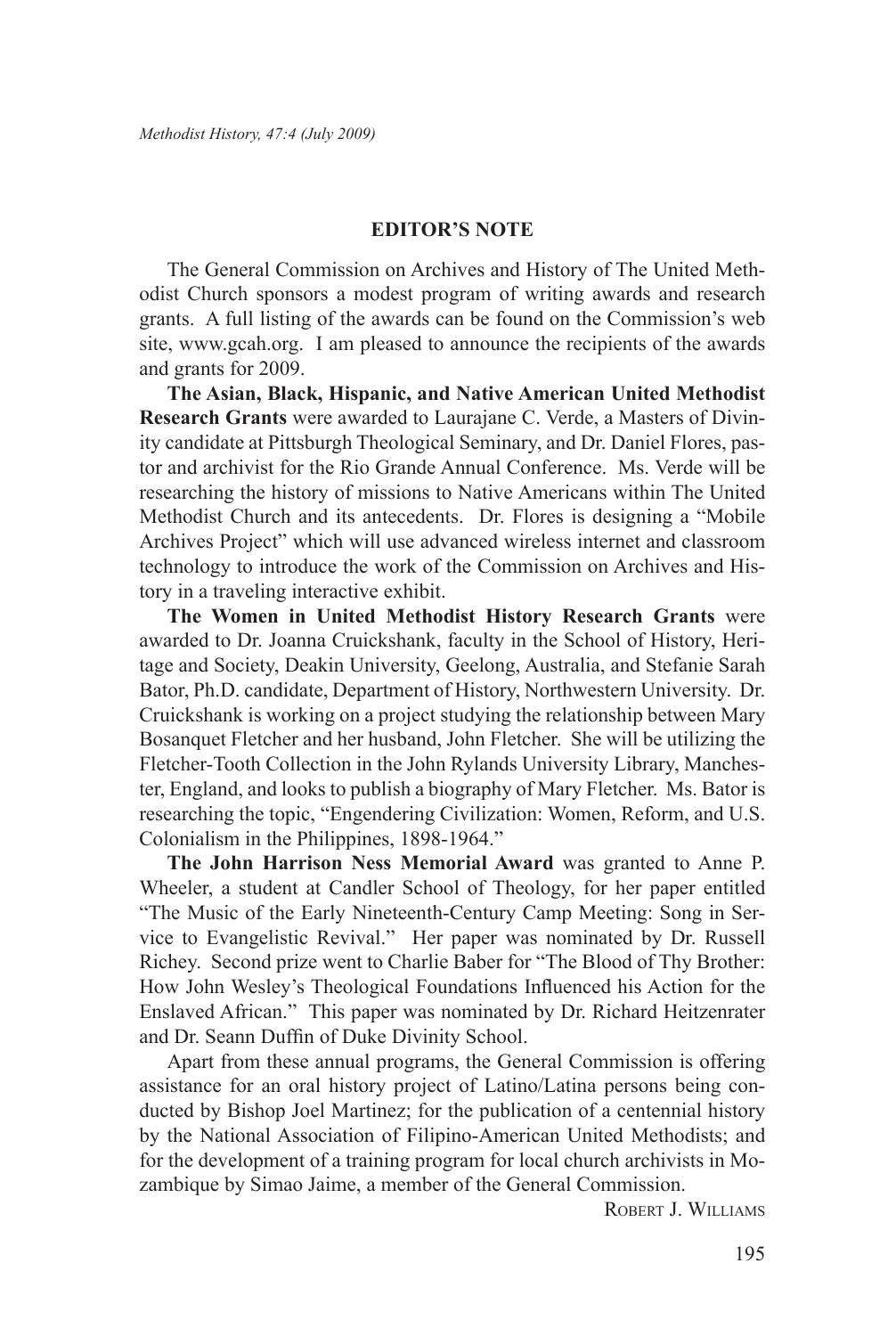## EDITOR'S NOTE

The General Commission on Archives and History of The United Methodist Church sponsors a modest program of writing awards and research grants. A full listing of the awards can be found on the Commission's web site, www.gcah.org. I am pleased to announce the recipients of the awards and grants for 2009.

**The Asian, Black, Hispanic, and Native American United Methodist Research Grants** were awarded to Laurajane C. Verde, a Masters of Divinity candidate at Pittsburgh Theological Seminary, and Dr. Daniel Flores, pastor and archivist for the Rio Grande Annual Conference. Ms. Verde will be researching the history of missions to Native Americans within The United Methodist Church and its antecedents. Dr. Flores is designing a "Mobile Archives Project" which will use advanced wireless internet and classroom technology to introduce the work of the Commission on Archives and History in a traveling interactive exhibit.

**The Women in United Methodist History Research Grants** were awarded to Dr. Joanna Cruickshank, faculty in the School of History, Heritage and Society, Deakin University, Geelong, Australia, and Stefanie Sarah Bator, Ph.D. candidate, Department of History, Northwestern University. Dr. Cruickshank is working on a project studying the relationship between Mary Bosanquet Fletcher and her husband, John Fletcher. She will be utilizing the Fletcher-Tooth Collection in the John Rylands University Library, Manchester, England, and looks to publish a biography of Mary Fletcher. Ms. Bator is researching the topic, "Engendering Civilization: Women, Reform, and U.S. Colonialism in the Philippines, 1898-1964."

**The John Harrison Ness Memorial Award** was granted to Anne P. Wheeler, a student at Candler School of Theology, for her paper entitled "The Music of the Early Nineteenth-Century Camp Meeting: Song in Service to Evangelistic Revival." Her paper was nominated by Dr. Russell Richey. Second prize went to Charlie Baber for "The Blood of Thy Brother: How John Wesley's Theological Foundations Influenced his Action for the Enslaved African." This paper was nominated by Dr. Richard Heitzenrater and Dr. Seann Duffin of Duke Divinity School.

Apart from these annual programs, the General Commission is offering assistance for an oral history project of Latino/Latina persons being conducted by Bishop Joel Martinez; for the publication of a centennial history by the National Association of Filipino-American United Methodists; and for the development of a training program for local church archivists in Mozambique by Simao Jaime, a member of the General Commission.

Robert J. Williams